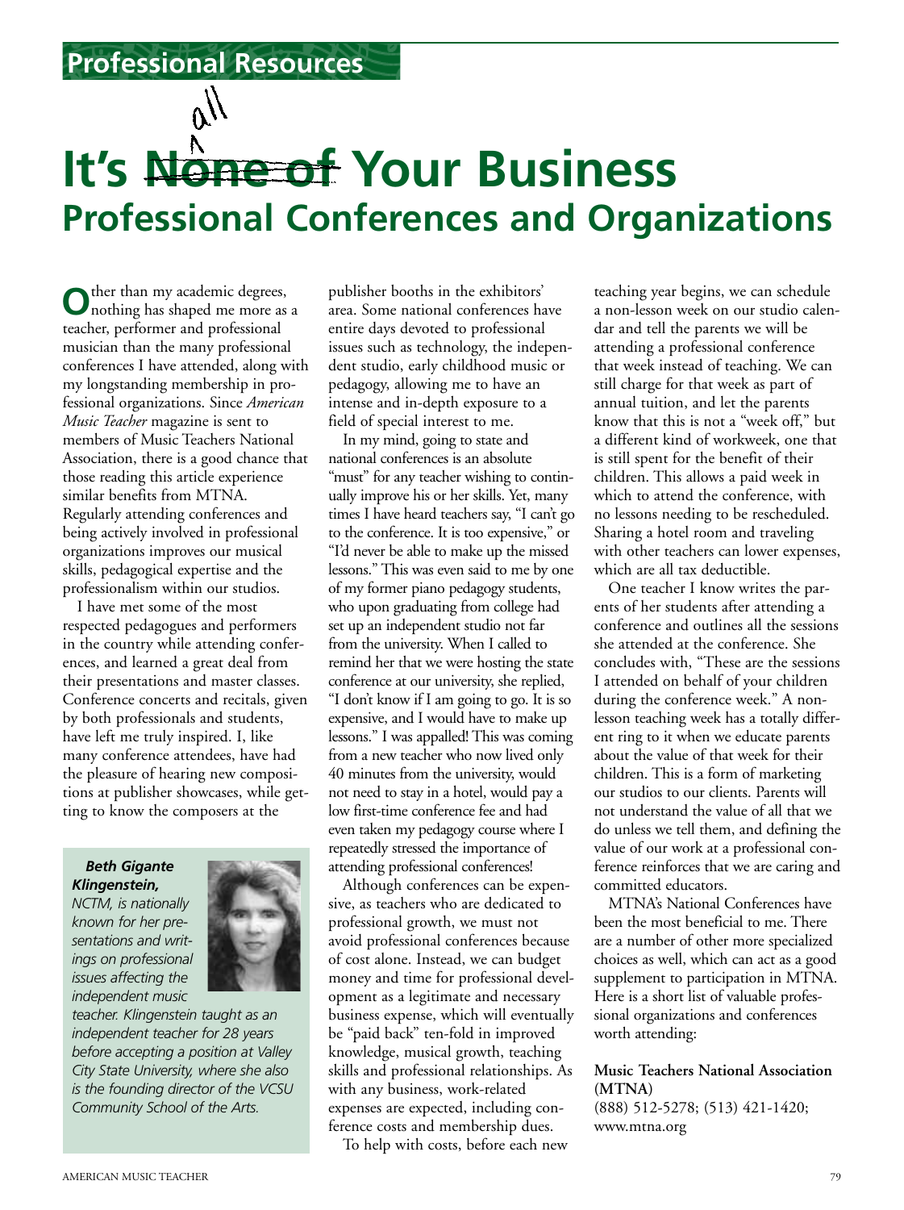Professional Resources

# It's ~~None of~~ all Your Business

## Professional Conferences and Organizations

Other than my academic degrees, nothing has shaped me more as a teacher, performer and professional musician than the many professional conferences I have attended, along with my longstanding membership in professional organizations. Since *American Music Teacher* magazine is sent to members of Music Teachers National Association, there is a good chance that those reading this article experience similar benefits from MTNA. Regularly attending conferences and being actively involved in professional organizations improves our musical skills, pedagogical expertise and the professionalism within our studios.

I have met some of the most respected pedagogues and performers in the country while attending conferences, and learned a great deal from their presentations and master classes. Conference concerts and recitals, given by both professionals and students, have left me truly inspired. I, like many conference attendees, have had the pleasure of hearing new compositions at publisher showcases, while getting to know the composers at the publisher booths in the exhibitors' area. Some national conferences have entire days devoted to professional issues such as technology, the independent studio, early childhood music or pedagogy, allowing me to have an intense and in-depth exposure to a field of special interest to me.

In my mind, going to state and national conferences is an absolute "must" for any teacher wishing to continually improve his or her skills. Yet, many times I have heard teachers say, "I can't go to the conference. It is too expensive," or "I'd never be able to make up the missed lessons." This was even said to me by one of my former piano pedagogy students, who upon graduating from college had set up an independent studio not far from the university. When I called to remind her that we were hosting the state conference at our university, she replied, "I don't know if I am going to go. It is so expensive, and I would have to make up lessons." I was appalled! This was coming from a new teacher who now lived only 40 minutes from the university, would not need to stay in a hotel, would pay a low first-time conference fee and had even taken my pedagogy course where I repeatedly stressed the importance of attending professional conferences!

Although conferences can be expensive, as teachers who are dedicated to professional growth, we must not avoid professional conferences because of cost alone. Instead, we can budget money and time for professional development as a legitimate and necessary business expense, which will eventually be "paid back" ten-fold in improved knowledge, musical growth, teaching skills and professional relationships. As with any business, work-related expenses are expected, including conference costs and membership dues.

To help with costs, before each new teaching year begins, we can schedule a non-lesson week on our studio calendar and tell the parents we will be attending a professional conference that week instead of teaching. We can still charge for that week as part of annual tuition, and let the parents know that this is not a "week off," but a different kind of workweek, one that is still spent for the benefit of their children. This allows a paid week in which to attend the conference, with no lessons needing to be rescheduled. Sharing a hotel room and traveling with other teachers can lower expenses, which are all tax deductible.

One teacher I know writes the parents of her students after attending a conference and outlines all the sessions she attended at the conference. She concludes with, "These are the sessions I attended on behalf of your children during the conference week." A non-lesson teaching week has a totally different ring to it when we educate parents about the value of that week for their children. This is a form of marketing our studios to our clients. Parents will not understand the value of all that we do unless we tell them, and defining the value of our work at a professional conference reinforces that we are caring and committed educators.

MTNA's National Conferences have been the most beneficial to me. There are a number of other more specialized choices as well, which can act as a good supplement to participation in MTNA. Here is a short list of valuable professional organizations and conferences worth attending:

**Music Teachers National Association (MTNA)**
(888) 512-5278; (513) 421-1420; www.mtna.org

***Beth Gigante Klingenstein,*** *NCTM, is nationally known for her presentations and writings on professional issues affecting the independent music teacher. Klingenstein taught as an independent teacher for 28 years before accepting a position at Valley City State University, where she also is the founding director of the VCSU Community School of the Arts.*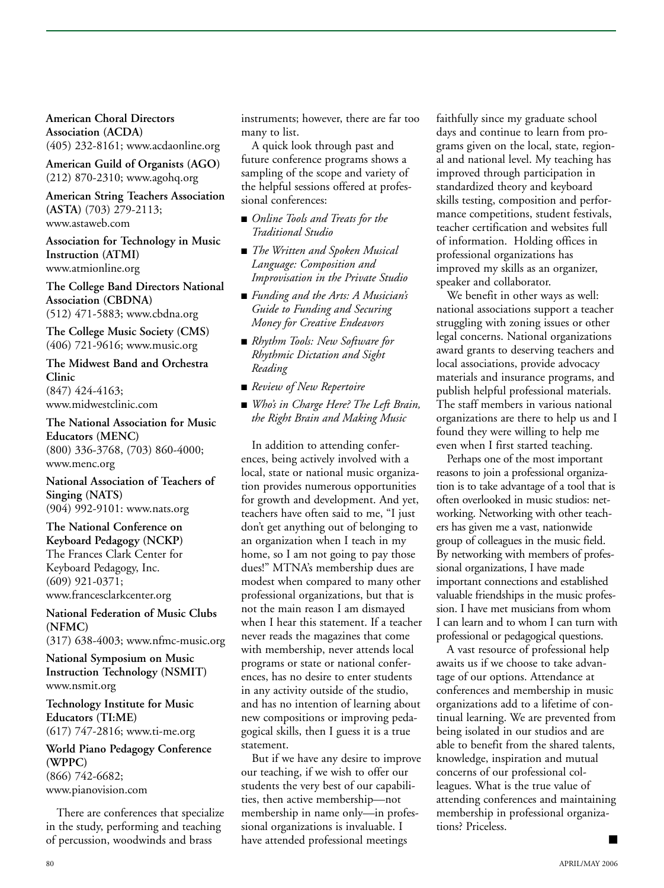**American Choral Directors Association (ACDA)**
(405) 232-8161; www.acdaonline.org

**American Guild of Organists (AGO)**
(212) 870-2310; www.agohq.org

**American String Teachers Association (ASTA)** (703) 279-2113; www.astaweb.com

**Association for Technology in Music Instruction (ATMI)**
www.atmionline.org

**The College Band Directors National Association (CBDNA)**
(512) 471-5883; www.cbdna.org

**The College Music Society (CMS)**
(406) 721-9616; www.music.org

**The Midwest Band and Orchestra Clinic**
(847) 424-4163; www.midwestclinic.com

**The National Association for Music Educators (MENC)**
(800) 336-3768, (703) 860-4000; www.menc.org

**National Association of Teachers of Singing (NATS)**
(904) 992-9101: www.nats.org

**The National Conference on Keyboard Pedagogy (NCKP)**
The Frances Clark Center for Keyboard Pedagogy, Inc.
(609) 921-0371; www.francesclarkcenter.org

**National Federation of Music Clubs (NFMC)**
(317) 638-4003; www.nfmc-music.org

**National Symposium on Music Instruction Technology (NSMIT)**
www.nsmit.org

**Technology Institute for Music Educators (TI:ME)**
(617) 747-2816; www.ti-me.org

**World Piano Pedagogy Conference (WPPC)**
(866) 742-6682; www.pianovision.com

There are conferences that specialize in the study, performing and teaching of percussion, woodwinds and brass instruments; however, there are far too many to list.

A quick look through past and future conference programs shows a sampling of the scope and variety of the helpful sessions offered at professional conferences:

- *Online Tools and Treats for the Traditional Studio*
- *The Written and Spoken Musical Language: Composition and Improvisation in the Private Studio*
- *Funding and the Arts: A Musician's Guide to Funding and Securing Money for Creative Endeavors*
- *Rhythm Tools: New Software for Rhythmic Dictation and Sight Reading*
- *Review of New Repertoire*
- *Who's in Charge Here? The Left Brain, the Right Brain and Making Music*

In addition to attending conferences, being actively involved with a local, state or national music organization provides numerous opportunities for growth and development. And yet, teachers have often said to me, "I just don't get anything out of belonging to an organization when I teach in my home, so I am not going to pay those dues!" MTNA's membership dues are modest when compared to many other professional organizations, but that is not the main reason I am dismayed when I hear this statement. If a teacher never reads the magazines that come with membership, never attends local programs or state or national conferences, has no desire to enter students in any activity outside of the studio, and has no intention of learning about new compositions or improving pedagogical skills, then I guess it is a true statement.

But if we have any desire to improve our teaching, if we wish to offer our students the very best of our capabilities, then active membership—not membership in name only—in professional organizations is invaluable. I have attended professional meetings faithfully since my graduate school days and continue to learn from programs given on the local, state, regional and national level. My teaching has improved through participation in standardized theory and keyboard skills testing, composition and performance competitions, student festivals, teacher certification and websites full of information. Holding offices in professional organizations has improved my skills as an organizer, speaker and collaborator.

We benefit in other ways as well: national associations support a teacher struggling with zoning issues or other legal concerns. National organizations award grants to deserving teachers and local associations, provide advocacy materials and insurance programs, and publish helpful professional materials. The staff members in various national organizations are there to help us and I found they were willing to help me even when I first started teaching.

Perhaps one of the most important reasons to join a professional organization is to take advantage of a tool that is often overlooked in music studios: networking. Networking with other teachers has given me a vast, nationwide group of colleagues in the music field. By networking with members of professional organizations, I have made important connections and established valuable friendships in the music profession. I have met musicians from whom I can learn and to whom I can turn with professional or pedagogical questions.

A vast resource of professional help awaits us if we choose to take advantage of our options. Attendance at conferences and membership in music organizations add to a lifetime of continual learning. We are prevented from being isolated in our studios and are able to benefit from the shared talents, knowledge, inspiration and mutual concerns of our professional colleagues. What is the true value of attending conferences and maintaining membership in professional organizations? Priceless.